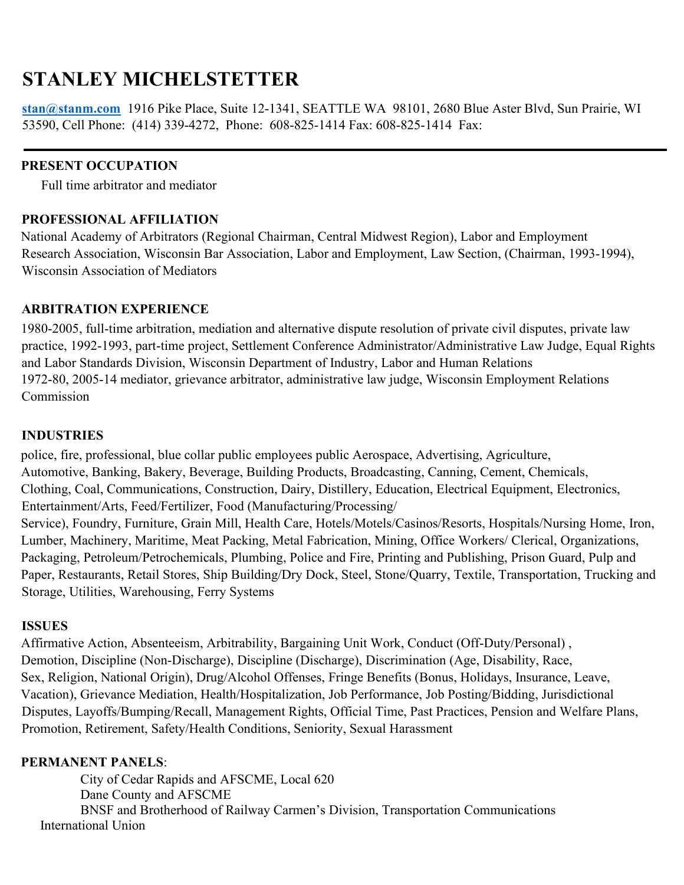# STANLEY MICHELSTETTER

stan@stanm.com 1916 Pike Place, Suite 12-1341, SEATTLE WA 98101, 2680 Blue Aster Blvd, Sun Prairie, WI 53590, Cell Phone: (414) 339-4272, Phone: 608-825-1414 Fax: 608-825-1414 Fax:

---

**PRESENT OCCUPATION**

Full time arbitrator and mediator

**PROFESSIONAL AFFILIATION**

National Academy of Arbitrators (Regional Chairman, Central Midwest Region), Labor and Employment Research Association, Wisconsin Bar Association, Labor and Employment, Law Section, (Chairman, 1993-1994), Wisconsin Association of Mediators

**ARBITRATION EXPERIENCE**

1980-2005, full-time arbitration, mediation and alternative dispute resolution of private civil disputes, private law practice, 1992-1993, part-time project, Settlement Conference Administrator/Administrative Law Judge, Equal Rights and Labor Standards Division, Wisconsin Department of Industry, Labor and Human Relations
1972-80, 2005-14 mediator, grievance arbitrator, administrative law judge, Wisconsin Employment Relations Commission

**INDUSTRIES**

police, fire, professional, blue collar public employees public Aerospace, Advertising, Agriculture, Automotive, Banking, Bakery, Beverage, Building Products, Broadcasting, Canning, Cement, Chemicals, Clothing, Coal, Communications, Construction, Dairy, Distillery, Education, Electrical Equipment, Electronics, Entertainment/Arts, Feed/Fertilizer, Food (Manufacturing/Processing/ Service), Foundry, Furniture, Grain Mill, Health Care, Hotels/Motels/Casinos/Resorts, Hospitals/Nursing Home, Iron, Lumber, Machinery, Maritime, Meat Packing, Metal Fabrication, Mining, Office Workers/ Clerical, Organizations, Packaging, Petroleum/Petrochemicals, Plumbing, Police and Fire, Printing and Publishing, Prison Guard, Pulp and Paper, Restaurants, Retail Stores, Ship Building/Dry Dock, Steel, Stone/Quarry, Textile, Transportation, Trucking and Storage, Utilities, Warehousing, Ferry Systems

**ISSUES**

Affirmative Action, Absenteeism, Arbitrability, Bargaining Unit Work, Conduct (Off-Duty/Personal) , Demotion, Discipline (Non-Discharge), Discipline (Discharge), Discrimination (Age, Disability, Race, Sex, Religion, National Origin), Drug/Alcohol Offenses, Fringe Benefits (Bonus, Holidays, Insurance, Leave, Vacation), Grievance Mediation, Health/Hospitalization, Job Performance, Job Posting/Bidding, Jurisdictional Disputes, Layoffs/Bumping/Recall, Management Rights, Official Time, Past Practices, Pension and Welfare Plans, Promotion, Retirement, Safety/Health Conditions, Seniority, Sexual Harassment

**PERMANENT PANELS**:

City of Cedar Rapids and AFSCME, Local 620
Dane County and AFSCME
BNSF and Brotherhood of Railway Carmen's Division, Transportation Communications International Union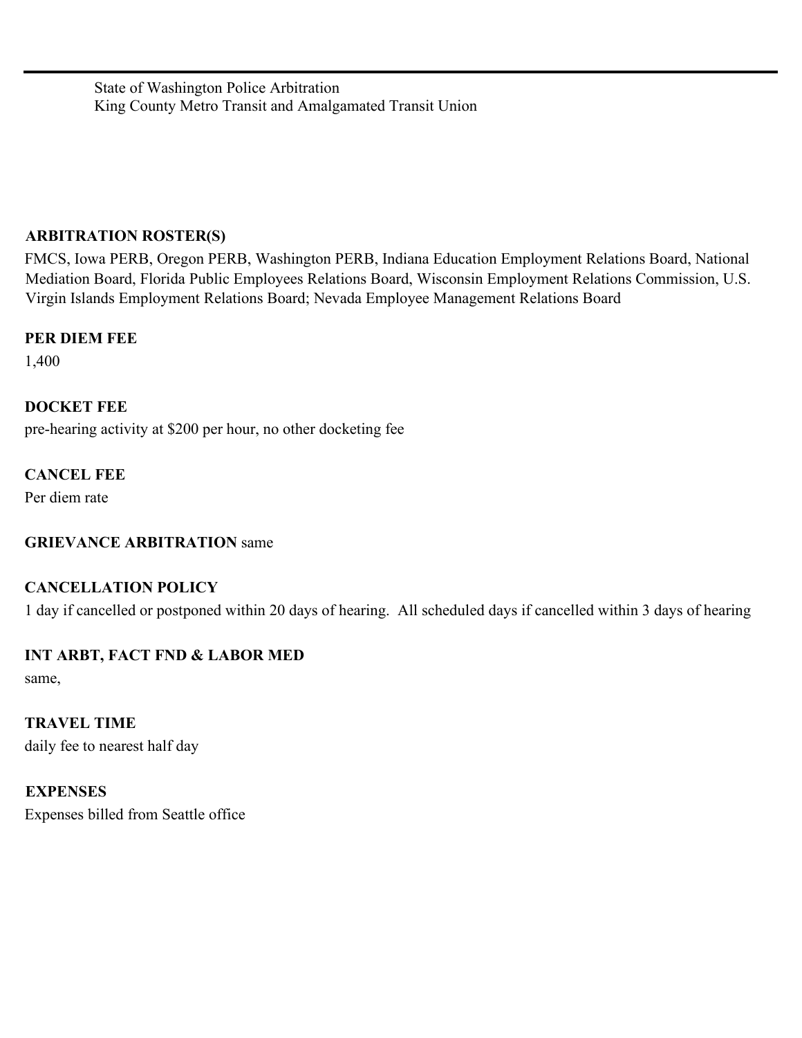State of Washington Police Arbitration
King County Metro Transit and Amalgamated Transit Union

**ARBITRATION ROSTER(S)**

FMCS, Iowa PERB, Oregon PERB, Washington PERB, Indiana Education Employment Relations Board, National Mediation Board, Florida Public Employees Relations Board, Wisconsin Employment Relations Commission, U.S. Virgin Islands Employment Relations Board; Nevada Employee Management Relations Board

**PER DIEM FEE**

1,400

**DOCKET FEE**

pre-hearing activity at $200 per hour, no other docketing fee

**CANCEL FEE**

Per diem rate

**GRIEVANCE ARBITRATION** same

**CANCELLATION POLICY**

1 day if cancelled or postponed within 20 days of hearing. All scheduled days if cancelled within 3 days of hearing

**INT ARBT, FACT FND & LABOR MED**

same,

**TRAVEL TIME**

daily fee to nearest half day

**EXPENSES**

Expenses billed from Seattle office